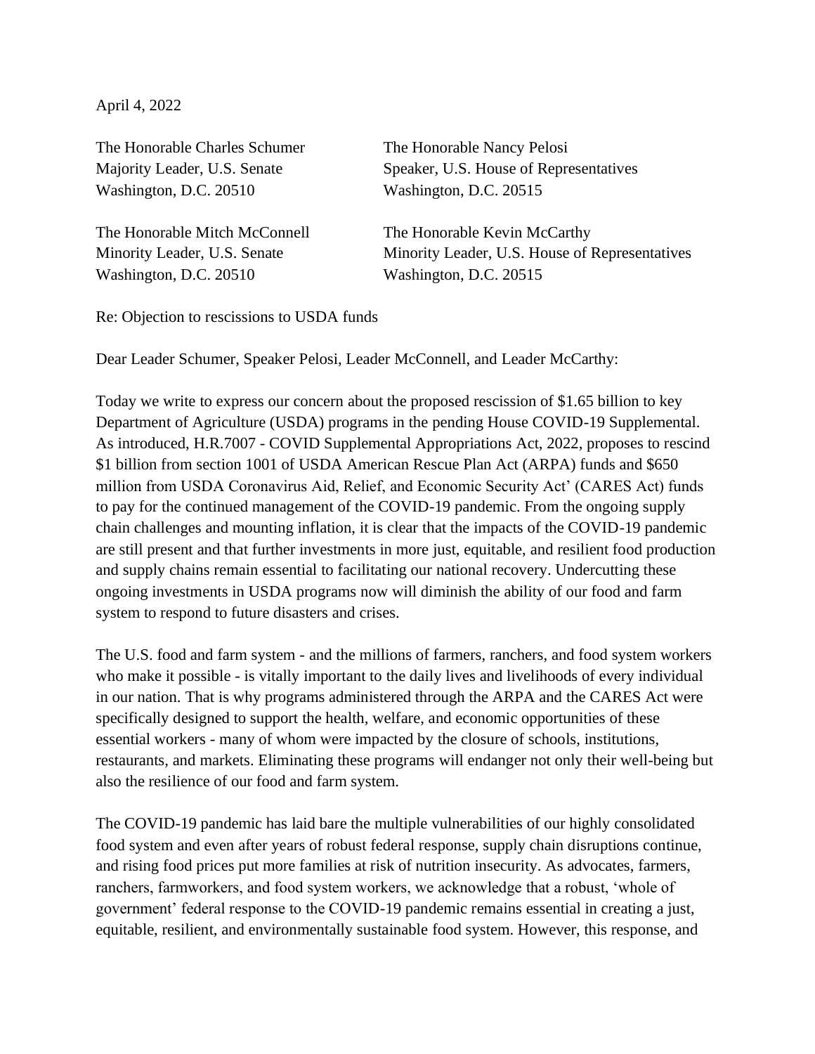April 4, 2022

The Honorable Charles Schumer
Majority Leader, U.S. Senate
Washington, D.C. 20510

The Honorable Nancy Pelosi
Speaker, U.S. House of Representatives
Washington, D.C. 20515

The Honorable Mitch McConnell
Minority Leader, U.S. Senate
Washington, D.C. 20510

The Honorable Kevin McCarthy
Minority Leader, U.S. House of Representatives
Washington, D.C. 20515

Re: Objection to rescissions to USDA funds

Dear Leader Schumer, Speaker Pelosi, Leader McConnell, and Leader McCarthy:

Today we write to express our concern about the proposed rescission of $1.65 billion to key Department of Agriculture (USDA) programs in the pending House COVID-19 Supplemental. As introduced, H.R.7007 - COVID Supplemental Appropriations Act, 2022, proposes to rescind $1 billion from section 1001 of USDA American Rescue Plan Act (ARPA) funds and $650 million from USDA Coronavirus Aid, Relief, and Economic Security Act' (CARES Act) funds to pay for the continued management of the COVID-19 pandemic. From the ongoing supply chain challenges and mounting inflation, it is clear that the impacts of the COVID-19 pandemic are still present and that further investments in more just, equitable, and resilient food production and supply chains remain essential to facilitating our national recovery. Undercutting these ongoing investments in USDA programs now will diminish the ability of our food and farm system to respond to future disasters and crises.

The U.S. food and farm system - and the millions of farmers, ranchers, and food system workers who make it possible - is vitally important to the daily lives and livelihoods of every individual in our nation. That is why programs administered through the ARPA and the CARES Act were specifically designed to support the health, welfare, and economic opportunities of these essential workers - many of whom were impacted by the closure of schools, institutions, restaurants, and markets. Eliminating these programs will endanger not only their well-being but also the resilience of our food and farm system.

The COVID-19 pandemic has laid bare the multiple vulnerabilities of our highly consolidated food system and even after years of robust federal response, supply chain disruptions continue, and rising food prices put more families at risk of nutrition insecurity. As advocates, farmers, ranchers, farmworkers, and food system workers, we acknowledge that a robust, 'whole of government' federal response to the COVID-19 pandemic remains essential in creating a just, equitable, resilient, and environmentally sustainable food system. However, this response, and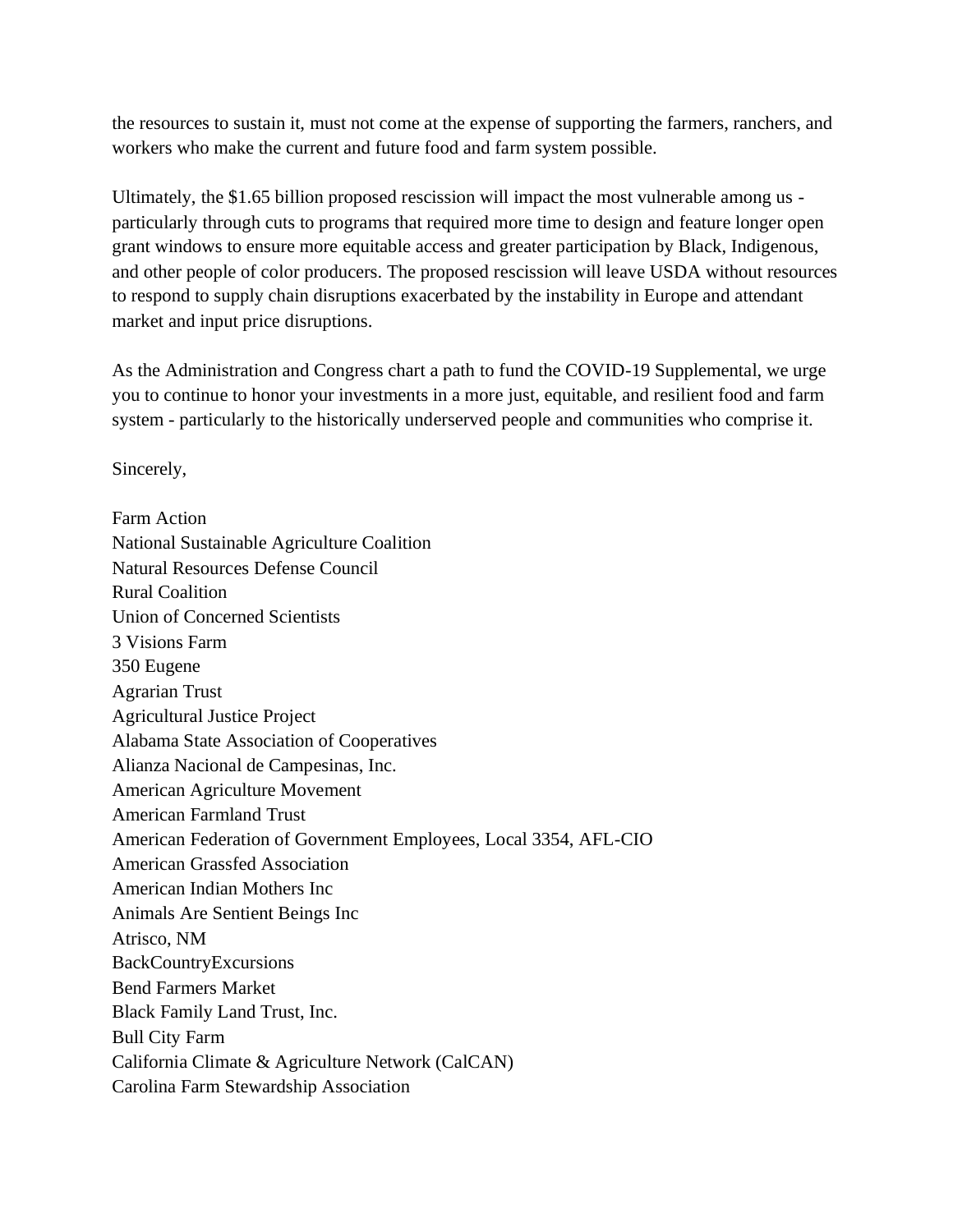the resources to sustain it, must not come at the expense of supporting the farmers, ranchers, and workers who make the current and future food and farm system possible.

Ultimately, the $1.65 billion proposed rescission will impact the most vulnerable among us - particularly through cuts to programs that required more time to design and feature longer open grant windows to ensure more equitable access and greater participation by Black, Indigenous, and other people of color producers. The proposed rescission will leave USDA without resources to respond to supply chain disruptions exacerbated by the instability in Europe and attendant market and input price disruptions.

As the Administration and Congress chart a path to fund the COVID-19 Supplemental, we urge you to continue to honor your investments in a more just, equitable, and resilient food and farm system - particularly to the historically underserved people and communities who comprise it.

Sincerely,

Farm Action
National Sustainable Agriculture Coalition
Natural Resources Defense Council
Rural Coalition
Union of Concerned Scientists
3 Visions Farm
350 Eugene
Agrarian Trust
Agricultural Justice Project
Alabama State Association of Cooperatives
Alianza Nacional de Campesinas, Inc.
American Agriculture Movement
American Farmland Trust
American Federation of Government Employees, Local 3354, AFL-CIO
American Grassfed Association
American Indian Mothers Inc
Animals Are Sentient Beings Inc
Atrisco, NM
BackCountryExcursions
Bend Farmers Market
Black Family Land Trust, Inc.
Bull City Farm
California Climate & Agriculture Network (CalCAN)
Carolina Farm Stewardship Association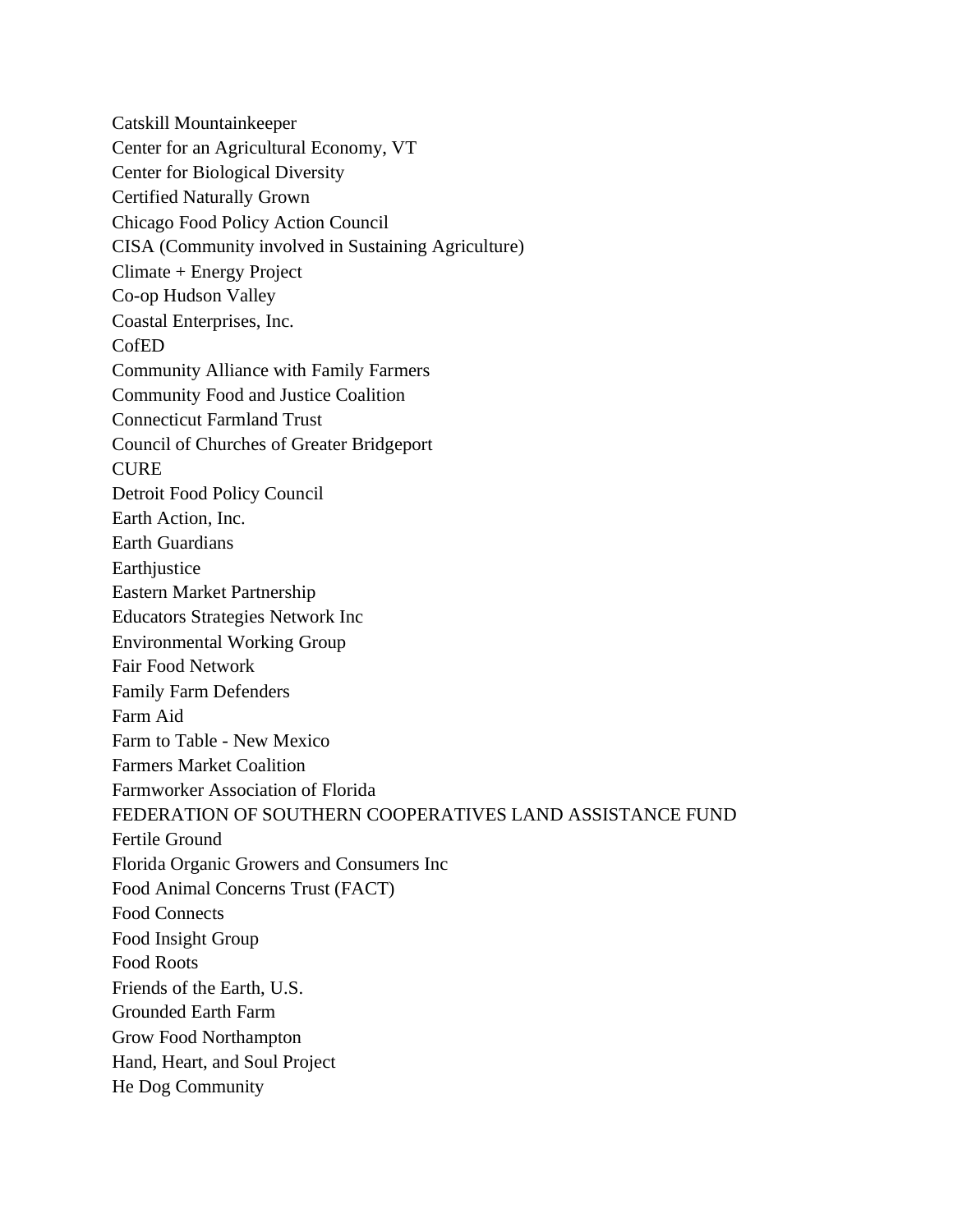Catskill Mountainkeeper
Center for an Agricultural Economy, VT
Center for Biological Diversity
Certified Naturally Grown
Chicago Food Policy Action Council
CISA (Community involved in Sustaining Agriculture)
Climate + Energy Project
Co-op Hudson Valley
Coastal Enterprises, Inc.
CofED
Community Alliance with Family Farmers
Community Food and Justice Coalition
Connecticut Farmland Trust
Council of Churches of Greater Bridgeport
CURE
Detroit Food Policy Council
Earth Action, Inc.
Earth Guardians
Earthjustice
Eastern Market Partnership
Educators Strategies Network Inc
Environmental Working Group
Fair Food Network
Family Farm Defenders
Farm Aid
Farm to Table - New Mexico
Farmers Market Coalition
Farmworker Association of Florida
FEDERATION OF SOUTHERN COOPERATIVES LAND ASSISTANCE FUND
Fertile Ground
Florida Organic Growers and Consumers Inc
Food Animal Concerns Trust (FACT)
Food Connects
Food Insight Group
Food Roots
Friends of the Earth, U.S.
Grounded Earth Farm
Grow Food Northampton
Hand, Heart, and Soul Project
He Dog Community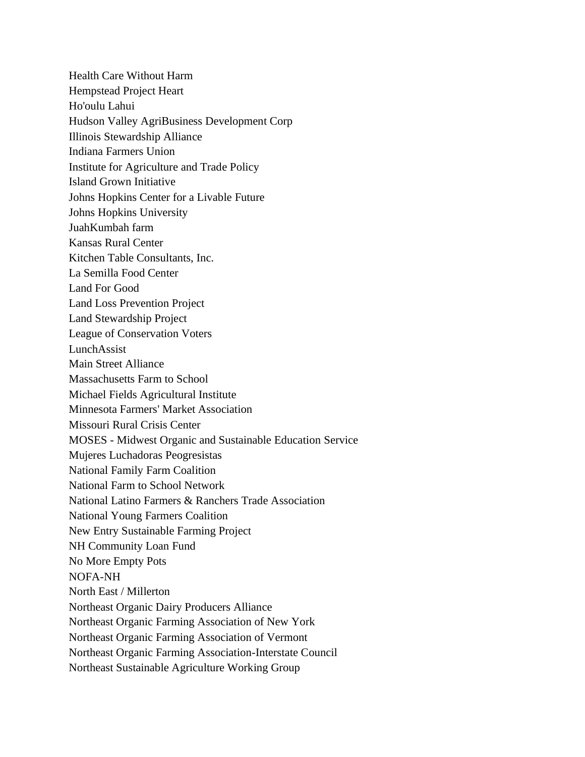Health Care Without Harm
Hempstead Project Heart
Ho'oulu Lahui
Hudson Valley AgriBusiness Development Corp
Illinois Stewardship Alliance
Indiana Farmers Union
Institute for Agriculture and Trade Policy
Island Grown Initiative
Johns Hopkins Center for a Livable Future
Johns Hopkins University
JuahKumbah farm
Kansas Rural Center
Kitchen Table Consultants, Inc.
La Semilla Food Center
Land For Good
Land Loss Prevention Project
Land Stewardship Project
League of Conservation Voters
LunchAssist
Main Street Alliance
Massachusetts Farm to School
Michael Fields Agricultural Institute
Minnesota Farmers' Market Association
Missouri Rural Crisis Center
MOSES - Midwest Organic and Sustainable Education Service
Mujeres Luchadoras Peogresistas
National Family Farm Coalition
National Farm to School Network
National Latino Farmers & Ranchers Trade Association
National Young Farmers Coalition
New Entry Sustainable Farming Project
NH Community Loan Fund
No More Empty Pots
NOFA-NH
North East / Millerton
Northeast Organic Dairy Producers Alliance
Northeast Organic Farming Association of New York
Northeast Organic Farming Association of Vermont
Northeast Organic Farming Association-Interstate Council
Northeast Sustainable Agriculture Working Group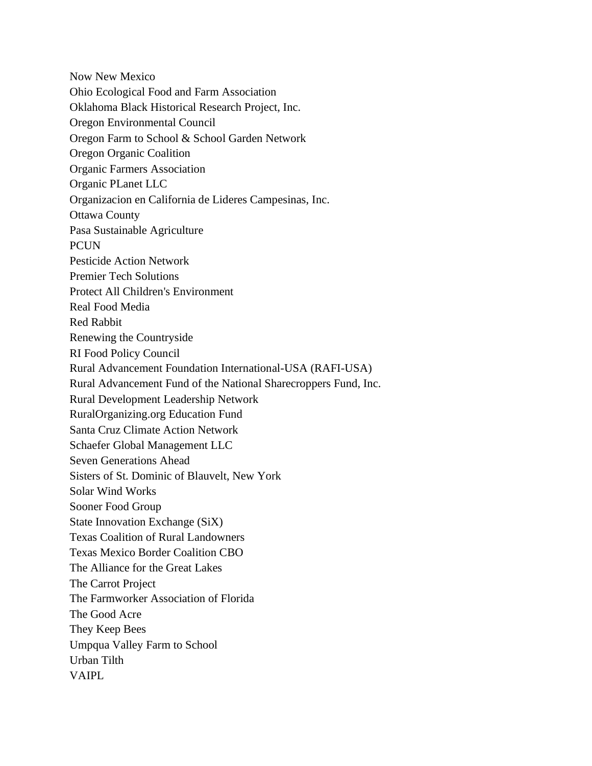Now New Mexico
Ohio Ecological Food and Farm Association
Oklahoma Black Historical Research Project, Inc.
Oregon Environmental Council
Oregon Farm to School & School Garden Network
Oregon Organic Coalition
Organic Farmers Association
Organic PLanet LLC
Organizacion en California de Lideres Campesinas, Inc.
Ottawa County
Pasa Sustainable Agriculture
PCUN
Pesticide Action Network
Premier Tech Solutions
Protect All Children's Environment
Real Food Media
Red Rabbit
Renewing the Countryside
RI Food Policy Council
Rural Advancement Foundation International-USA (RAFI-USA)
Rural Advancement Fund of the National Sharecroppers Fund, Inc.
Rural Development Leadership Network
RuralOrganizing.org Education Fund
Santa Cruz Climate Action Network
Schaefer Global Management LLC
Seven Generations Ahead
Sisters of St. Dominic of Blauvelt, New York
Solar Wind Works
Sooner Food Group
State Innovation Exchange (SiX)
Texas Coalition of Rural Landowners
Texas Mexico Border Coalition CBO
The Alliance for the Great Lakes
The Carrot Project
The Farmworker Association of Florida
The Good Acre
They Keep Bees
Umpqua Valley Farm to School
Urban Tilth
VAIPL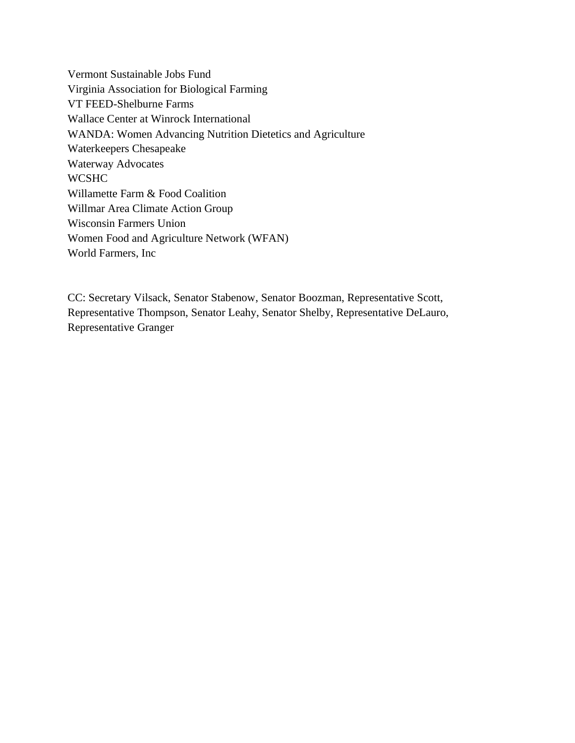Vermont Sustainable Jobs Fund
Virginia Association for Biological Farming
VT FEED-Shelburne Farms
Wallace Center at Winrock International
WANDA: Women Advancing Nutrition Dietetics and Agriculture
Waterkeepers Chesapeake
Waterway Advocates
WCSHC
Willamette Farm & Food Coalition
Willmar Area Climate Action Group
Wisconsin Farmers Union
Women Food and Agriculture Network (WFAN)
World Farmers, Inc

CC: Secretary Vilsack, Senator Stabenow, Senator Boozman, Representative Scott, Representative Thompson, Senator Leahy, Senator Shelby, Representative DeLauro, Representative Granger